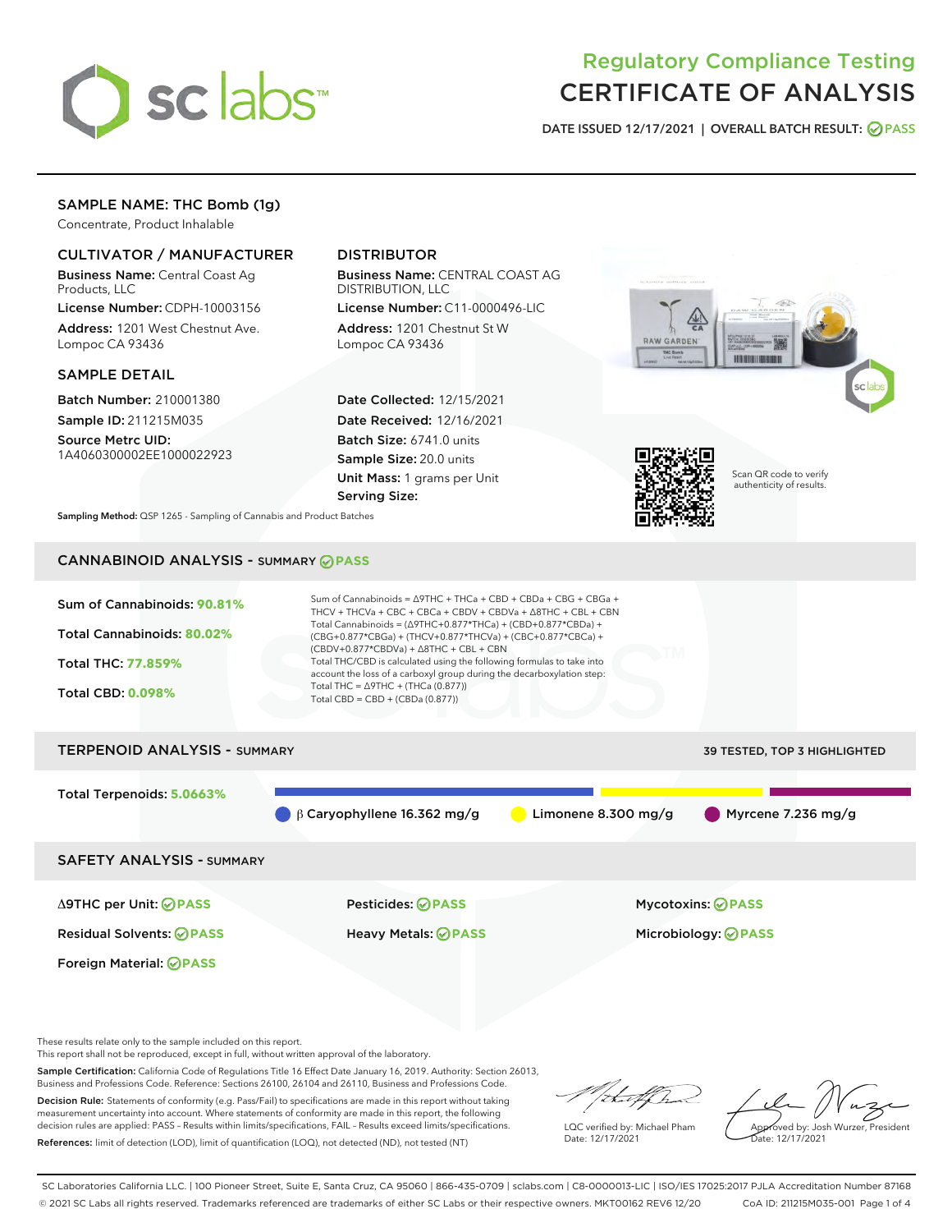# Regulatory Compliance Testing
# CERTIFICATE OF ANALYSIS

DATE ISSUED 12/17/2021 | OVERALL BATCH RESULT: PASS

## SAMPLE NAME: THC Bomb (1g)

Concentrate, Product Inhalable

### CULTIVATOR / MANUFACTURER

**Business Name:** Central Coast Ag Products, LLC

**License Number:** CDPH-10003156

**Address:** 1201 West Chestnut Ave. Lompoc CA 93436

### DISTRIBUTOR

**Business Name:** CENTRAL COAST AG DISTRIBUTION, LLC

**License Number:** C11-0000496-LIC

**Address:** 1201 Chestnut St W Lompoc CA 93436

### SAMPLE DETAIL

**Batch Number:** 210001380

**Sample ID:** 211215M035

**Source Metrc UID:** 1A4060300002EE1000022923

**Date Collected:** 12/15/2021

**Date Received:** 12/16/2021

**Batch Size:** 6741.0 units

**Sample Size:** 20.0 units

**Unit Mass:** 1 grams per Unit

**Serving Size:**

Scan QR code to verify authenticity of results.

**Sampling Method:** QSP 1265 - Sampling of Cannabis and Product Batches

## CANNABINOID ANALYSIS - SUMMARY PASS

Sum of Cannabinoids: **90.81%**

Total Cannabinoids: **80.02%**

Total THC: **77.859%**

Total CBD: **0.098%**

Sum of Cannabinoids = Δ9THC + THCa + CBD + CBDa + CBG + CBGa + THCV + THCVa + CBC + CBCa + CBDV + CBDVa + Δ8THC + CBL + CBN

Total Cannabinoids = (Δ9THC+0.877*THCa) + (CBD+0.877*CBDa) + (CBG+0.877*CBGa) + (THCV+0.877*THCVa) + (CBC+0.877*CBCa) + (CBDV+0.877*CBDVa) + Δ8THC + CBL + CBN

Total THC/CBD is calculated using the following formulas to take into account the loss of a carboxyl group during the decarboxylation step:

Total THC = Δ9THC + (THCa (0.877))

Total CBD = CBD + (CBDa (0.877))

## TERPENOID ANALYSIS - SUMMARY

39 TESTED, TOP 3 HIGHLIGHTED

Total Terpenoids: **5.0663%**

β Caryophyllene 16.362 mg/g | Limonene 8.300 mg/g | Myrcene 7.236 mg/g

## SAFETY ANALYSIS - SUMMARY

| | | |
|---|---|---|
| Δ9THC per Unit: PASS | Pesticides: PASS | Mycotoxins: PASS |
| Residual Solvents: PASS | Heavy Metals: PASS | Microbiology: PASS |
| Foreign Material: PASS | | |

These results relate only to the sample included on this report.
This report shall not be reproduced, except in full, without written approval of the laboratory.

**Sample Certification:** California Code of Regulations Title 16 Effect Date January 16, 2019. Authority: Section 26013, Business and Professions Code. Reference: Sections 26100, 26104 and 26110, Business and Professions Code.

**Decision Rule:** Statements of conformity (e.g. Pass/Fail) to specifications are made in this report without taking measurement uncertainty into account. Where statements of conformity are made in this report, the following decision rules are applied: PASS – Results within limits/specifications, FAIL – Results exceed limits/specifications.

**References:** limit of detection (LOD), limit of quantification (LOQ), not detected (ND), not tested (NT)

LQC verified by: Michael Pham
Date: 12/17/2021

Approved by: Josh Wurzer, President
Date: 12/17/2021

SC Laboratories California LLC. | 100 Pioneer Street, Suite E, Santa Cruz, CA 95060 | 866-435-0709 | sclabs.com | C8-0000013-LIC | ISO/IES 17025:2017 PJLA Accreditation Number 87168
© 2021 SC Labs all rights reserved. Trademarks referenced are trademarks of either SC Labs or their respective owners. MKT00162 REV6 12/20 CoA ID: 211215M035-001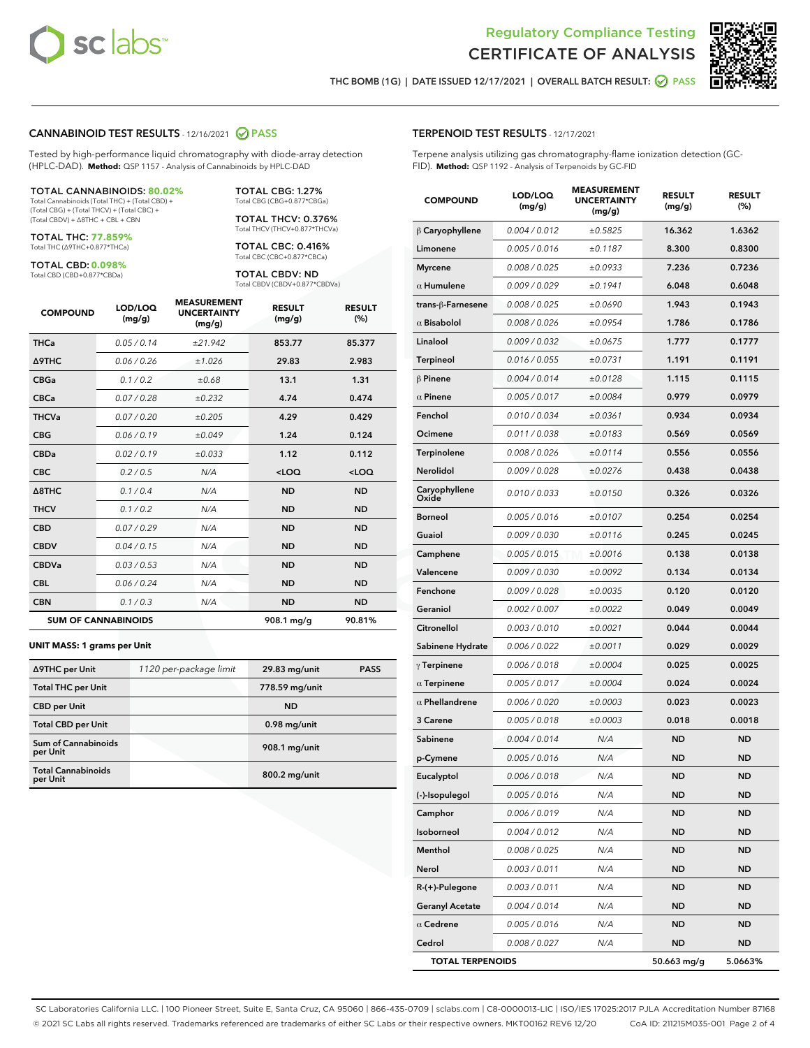Regulatory Compliance Testing

# CERTIFICATE OF ANALYSIS

THC BOMB (1G) | DATE ISSUED 12/17/2021 | OVERALL BATCH RESULT: PASS

## CANNABINOID TEST RESULTS - 12/16/2021 PASS

Tested by high-performance liquid chromatography with diode-array detection (HPLC-DAD). **Method:** QSP 1157 - Analysis of Cannabinoids by HPLC-DAD

**TOTAL CANNABINOIDS: 80.02%**
Total Cannabinoids (Total THC) + (Total CBD) + (Total CBG) + (Total THCV) + (Total CBC) + (Total CBDV) + Δ8THC + CBL + CBN

**TOTAL THC: 77.859%**
Total THC (Δ9THC+0.877*THCa)

**TOTAL CBD: 0.098%**
Total CBD (CBD+0.877*CBDa)

**TOTAL CBG: 1.27%**
Total CBG (CBG+0.877*CBGa)

**TOTAL THCV: 0.376%**
Total THCV (THCV+0.877*THCVa)

**TOTAL CBC: 0.416%**
Total CBC (CBC+0.877*CBCa)

**TOTAL CBDV: ND**
Total CBDV (CBDV+0.877*CBDVa)

| COMPOUND | LOD/LOQ (mg/g) | MEASUREMENT UNCERTAINTY (mg/g) | RESULT (mg/g) | RESULT (%) |
|---|---|---|---|---|
| THCa | 0.05 / 0.14 | ±21.942 | 853.77 | 85.377 |
| Δ9THC | 0.06 / 0.26 | ±1.026 | 29.83 | 2.983 |
| CBGa | 0.1 / 0.2 | ±0.68 | 13.1 | 1.31 |
| CBCa | 0.07 / 0.28 | ±0.232 | 4.74 | 0.474 |
| THCVa | 0.07 / 0.20 | ±0.205 | 4.29 | 0.429 |
| CBG | 0.06 / 0.19 | ±0.049 | 1.24 | 0.124 |
| CBDa | 0.02 / 0.19 | ±0.033 | 1.12 | 0.112 |
| CBC | 0.2 / 0.5 | N/A | <LOQ | <LOQ |
| Δ8THC | 0.1 / 0.4 | N/A | ND | ND |
| THCV | 0.1 / 0.2 | N/A | ND | ND |
| CBD | 0.07 / 0.29 | N/A | ND | ND |
| CBDV | 0.04 / 0.15 | N/A | ND | ND |
| CBDVa | 0.03 / 0.53 | N/A | ND | ND |
| CBL | 0.06 / 0.24 | N/A | ND | ND |
| CBN | 0.1 / 0.3 | N/A | ND | ND |
| **SUM OF CANNABINOIDS** | | | 908.1 mg/g | 90.81% |

### UNIT MASS: 1 grams per Unit

| | | | |
|---|---|---|---|
| Δ9THC per Unit | 1120 per-package limit | 29.83 mg/unit | PASS |
| Total THC per Unit | | 778.59 mg/unit | |
| CBD per Unit | | ND | |
| Total CBD per Unit | | 0.98 mg/unit | |
| Sum of Cannabinoids per Unit | | 908.1 mg/unit | |
| Total Cannabinoids per Unit | | 800.2 mg/unit | |

## TERPENOID TEST RESULTS - 12/17/2021

Terpene analysis utilizing gas chromatography-flame ionization detection (GC-FID). **Method:** QSP 1192 - Analysis of Terpenoids by GC-FID

| COMPOUND | LOD/LOQ (mg/g) | MEASUREMENT UNCERTAINTY (mg/g) | RESULT (mg/g) | RESULT (%) |
|---|---|---|---|---|
| β Caryophyllene | 0.004 / 0.012 | ±0.5825 | 16.362 | 1.6362 |
| Limonene | 0.005 / 0.016 | ±0.1187 | 8.300 | 0.8300 |
| Myrcene | 0.008 / 0.025 | ±0.0933 | 7.236 | 0.7236 |
| α Humulene | 0.009 / 0.029 | ±0.1941 | 6.048 | 0.6048 |
| trans-β-Farnesene | 0.008 / 0.025 | ±0.0690 | 1.943 | 0.1943 |
| α Bisabolol | 0.008 / 0.026 | ±0.0954 | 1.786 | 0.1786 |
| Linalool | 0.009 / 0.032 | ±0.0675 | 1.777 | 0.1777 |
| Terpineol | 0.016 / 0.055 | ±0.0731 | 1.191 | 0.1191 |
| β Pinene | 0.004 / 0.014 | ±0.0128 | 1.115 | 0.1115 |
| α Pinene | 0.005 / 0.017 | ±0.0084 | 0.979 | 0.0979 |
| Fenchol | 0.010 / 0.034 | ±0.0361 | 0.934 | 0.0934 |
| Ocimene | 0.011 / 0.038 | ±0.0183 | 0.569 | 0.0569 |
| Terpinolene | 0.008 / 0.026 | ±0.0114 | 0.556 | 0.0556 |
| Nerolidol | 0.009 / 0.028 | ±0.0276 | 0.438 | 0.0438 |
| Caryophyllene Oxide | 0.010 / 0.033 | ±0.0150 | 0.326 | 0.0326 |
| Borneol | 0.005 / 0.016 | ±0.0107 | 0.254 | 0.0254 |
| Guaiol | 0.009 / 0.030 | ±0.0116 | 0.245 | 0.0245 |
| Camphene | 0.005 / 0.015 | ±0.0016 | 0.138 | 0.0138 |
| Valencene | 0.009 / 0.030 | ±0.0092 | 0.134 | 0.0134 |
| Fenchone | 0.009 / 0.028 | ±0.0035 | 0.120 | 0.0120 |
| Geraniol | 0.002 / 0.007 | ±0.0022 | 0.049 | 0.0049 |
| Citronellol | 0.003 / 0.010 | ±0.0021 | 0.044 | 0.0044 |
| Sabinene Hydrate | 0.006 / 0.022 | ±0.0011 | 0.029 | 0.0029 |
| γ Terpinene | 0.006 / 0.018 | ±0.0004 | 0.025 | 0.0025 |
| α Terpinene | 0.005 / 0.017 | ±0.0004 | 0.024 | 0.0024 |
| α Phellandrene | 0.006 / 0.020 | ±0.0003 | 0.023 | 0.0023 |
| 3 Carene | 0.005 / 0.018 | ±0.0003 | 0.018 | 0.0018 |
| Sabinene | 0.004 / 0.014 | N/A | ND | ND |
| p-Cymene | 0.005 / 0.016 | N/A | ND | ND |
| Eucalyptol | 0.006 / 0.018 | N/A | ND | ND |
| (-)-Isopulegol | 0.005 / 0.016 | N/A | ND | ND |
| Camphor | 0.006 / 0.019 | N/A | ND | ND |
| Isoborneol | 0.004 / 0.012 | N/A | ND | ND |
| Menthol | 0.008 / 0.025 | N/A | ND | ND |
| Nerol | 0.003 / 0.011 | N/A | ND | ND |
| R-(+)-Pulegone | 0.003 / 0.011 | N/A | ND | ND |
| Geranyl Acetate | 0.004 / 0.014 | N/A | ND | ND |
| α Cedrene | 0.005 / 0.016 | N/A | ND | ND |
| Cedrol | 0.008 / 0.027 | N/A | ND | ND |
| **TOTAL TERPENOIDS** | | | 50.663 mg/g | 5.0663% |

SC Laboratories California LLC. | 100 Pioneer Street, Suite E, Santa Cruz, CA 95060 | 866-435-0709 | sclabs.com | C8-0000013-LIC | ISO/IES 17025:2017 PJLA Accreditation Number 87168
© 2021 SC Labs all rights reserved. Trademarks referenced are trademarks of either SC Labs or their respective owners. MKT00162 REV6 12/20 CoA ID: 211215M035-001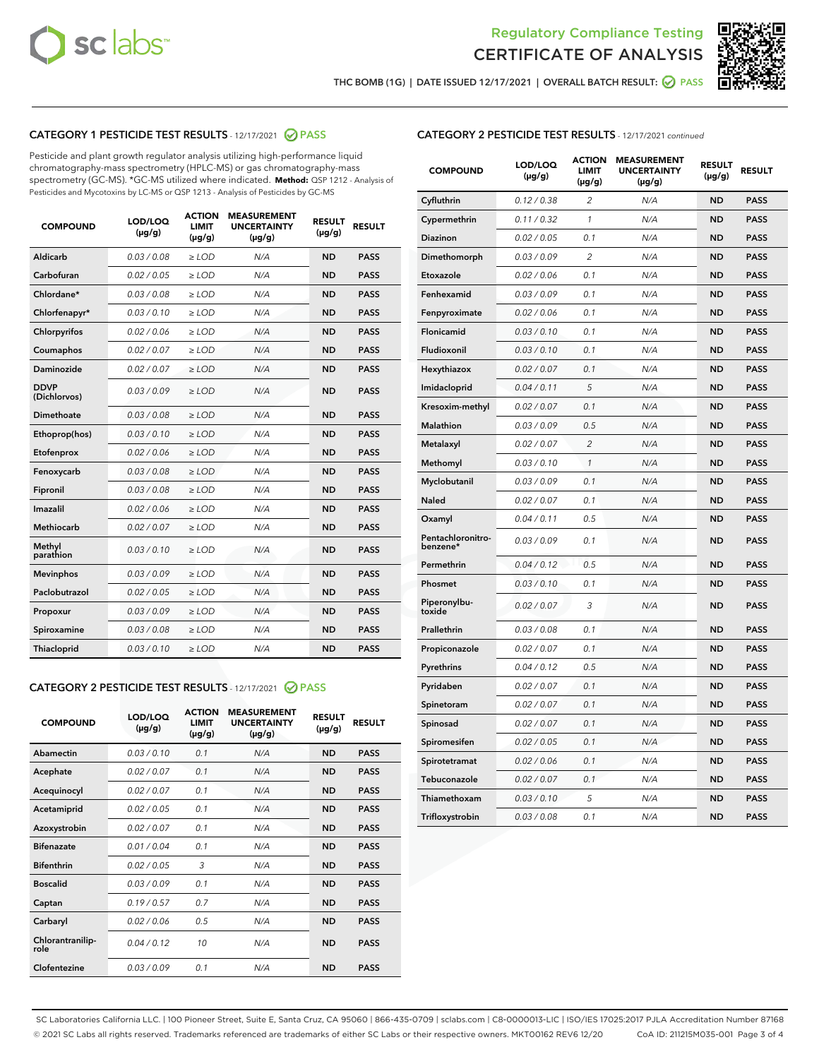Regulatory Compliance Testing
# CERTIFICATE OF ANALYSIS

THC BOMB (1G) | DATE ISSUED 12/17/2021 | OVERALL BATCH RESULT: PASS

## CATEGORY 1 PESTICIDE TEST RESULTS - 12/17/2021 PASS

Pesticide and plant growth regulator analysis utilizing high-performance liquid chromatography-mass spectrometry (HPLC-MS) or gas chromatography-mass spectrometry (GC-MS). *GC-MS utilized where indicated. **Method:** QSP 1212 - Analysis of Pesticides and Mycotoxins by LC-MS or QSP 1213 - Analysis of Pesticides by GC-MS

| COMPOUND | LOD/LOQ (µg/g) | ACTION LIMIT (µg/g) | MEASUREMENT UNCERTAINTY (µg/g) | RESULT (µg/g) | RESULT |
|---|---|---|---|---|---|
| Aldicarb | 0.03 / 0.08 | ≥ LOD | N/A | ND | PASS |
| Carbofuran | 0.02 / 0.05 | ≥ LOD | N/A | ND | PASS |
| Chlordane* | 0.03 / 0.08 | ≥ LOD | N/A | ND | PASS |
| Chlorfenapyr* | 0.03 / 0.10 | ≥ LOD | N/A | ND | PASS |
| Chlorpyrifos | 0.02 / 0.06 | ≥ LOD | N/A | ND | PASS |
| Coumaphos | 0.02 / 0.07 | ≥ LOD | N/A | ND | PASS |
| Daminozide | 0.02 / 0.07 | ≥ LOD | N/A | ND | PASS |
| DDVP (Dichlorvos) | 0.03 / 0.09 | ≥ LOD | N/A | ND | PASS |
| Dimethoate | 0.03 / 0.08 | ≥ LOD | N/A | ND | PASS |
| Ethoprop(hos) | 0.03 / 0.10 | ≥ LOD | N/A | ND | PASS |
| Etofenprox | 0.02 / 0.06 | ≥ LOD | N/A | ND | PASS |
| Fenoxycarb | 0.03 / 0.08 | ≥ LOD | N/A | ND | PASS |
| Fipronil | 0.03 / 0.08 | ≥ LOD | N/A | ND | PASS |
| Imazalil | 0.02 / 0.06 | ≥ LOD | N/A | ND | PASS |
| Methiocarb | 0.02 / 0.07 | ≥ LOD | N/A | ND | PASS |
| Methyl parathion | 0.03 / 0.10 | ≥ LOD | N/A | ND | PASS |
| Mevinphos | 0.03 / 0.09 | ≥ LOD | N/A | ND | PASS |
| Paclobutrazol | 0.02 / 0.05 | ≥ LOD | N/A | ND | PASS |
| Propoxur | 0.03 / 0.09 | ≥ LOD | N/A | ND | PASS |
| Spiroxamine | 0.03 / 0.08 | ≥ LOD | N/A | ND | PASS |
| Thiacloprid | 0.03 / 0.10 | ≥ LOD | N/A | ND | PASS |

## CATEGORY 2 PESTICIDE TEST RESULTS - 12/17/2021 PASS

| COMPOUND | LOD/LOQ (µg/g) | ACTION LIMIT (µg/g) | MEASUREMENT UNCERTAINTY (µg/g) | RESULT (µg/g) | RESULT |
|---|---|---|---|---|---|
| Abamectin | 0.03 / 0.10 | 0.1 | N/A | ND | PASS |
| Acephate | 0.02 / 0.07 | 0.1 | N/A | ND | PASS |
| Acequinocyl | 0.02 / 0.07 | 0.1 | N/A | ND | PASS |
| Acetamiprid | 0.02 / 0.05 | 0.1 | N/A | ND | PASS |
| Azoxystrobin | 0.02 / 0.07 | 0.1 | N/A | ND | PASS |
| Bifenazate | 0.01 / 0.04 | 0.1 | N/A | ND | PASS |
| Bifenthrin | 0.02 / 0.05 | 3 | N/A | ND | PASS |
| Boscalid | 0.03 / 0.09 | 0.1 | N/A | ND | PASS |
| Captan | 0.19 / 0.57 | 0.7 | N/A | ND | PASS |
| Carbaryl | 0.02 / 0.06 | 0.5 | N/A | ND | PASS |
| Chlorantraniliprole | 0.04 / 0.12 | 10 | N/A | ND | PASS |
| Clofentezine | 0.03 / 0.09 | 0.1 | N/A | ND | PASS |
| Cyfluthrin | 0.12 / 0.38 | 2 | N/A | ND | PASS |
| Cypermethrin | 0.11 / 0.32 | 1 | N/A | ND | PASS |
| Diazinon | 0.02 / 0.05 | 0.1 | N/A | ND | PASS |
| Dimethomorph | 0.03 / 0.09 | 2 | N/A | ND | PASS |
| Etoxazole | 0.02 / 0.06 | 0.1 | N/A | ND | PASS |
| Fenhexamid | 0.03 / 0.09 | 0.1 | N/A | ND | PASS |
| Fenpyroximate | 0.02 / 0.06 | 0.1 | N/A | ND | PASS |
| Flonicamid | 0.03 / 0.10 | 0.1 | N/A | ND | PASS |
| Fludioxonil | 0.03 / 0.10 | 0.1 | N/A | ND | PASS |
| Hexythiazox | 0.02 / 0.07 | 0.1 | N/A | ND | PASS |
| Imidacloprid | 0.04 / 0.11 | 5 | N/A | ND | PASS |
| Kresoxim-methyl | 0.02 / 0.07 | 0.1 | N/A | ND | PASS |
| Malathion | 0.03 / 0.09 | 0.5 | N/A | ND | PASS |
| Metalaxyl | 0.02 / 0.07 | 2 | N/A | ND | PASS |
| Methomyl | 0.03 / 0.10 | 1 | N/A | ND | PASS |
| Myclobutanil | 0.03 / 0.09 | 0.1 | N/A | ND | PASS |
| Naled | 0.02 / 0.07 | 0.1 | N/A | ND | PASS |
| Oxamyl | 0.04 / 0.11 | 0.5 | N/A | ND | PASS |
| Pentachloronitrobenzene* | 0.03 / 0.09 | 0.1 | N/A | ND | PASS |
| Permethrin | 0.04 / 0.12 | 0.5 | N/A | ND | PASS |
| Phosmet | 0.03 / 0.10 | 0.1 | N/A | ND | PASS |
| Piperonylbutoxide | 0.02 / 0.07 | 3 | N/A | ND | PASS |
| Prallethrin | 0.03 / 0.08 | 0.1 | N/A | ND | PASS |
| Propiconazole | 0.02 / 0.07 | 0.1 | N/A | ND | PASS |
| Pyrethrins | 0.04 / 0.12 | 0.5 | N/A | ND | PASS |
| Pyridaben | 0.02 / 0.07 | 0.1 | N/A | ND | PASS |
| Spinetoram | 0.02 / 0.07 | 0.1 | N/A | ND | PASS |
| Spinosad | 0.02 / 0.07 | 0.1 | N/A | ND | PASS |
| Spiromesifen | 0.02 / 0.05 | 0.1 | N/A | ND | PASS |
| Spirotetramat | 0.02 / 0.06 | 0.1 | N/A | ND | PASS |
| Tebuconazole | 0.02 / 0.07 | 0.1 | N/A | ND | PASS |
| Thiamethoxam | 0.03 / 0.10 | 5 | N/A | ND | PASS |
| Trifloxystrobin | 0.03 / 0.08 | 0.1 | N/A | ND | PASS |

SC Laboratories California LLC. | 100 Pioneer Street, Suite E, Santa Cruz, CA 95060 | 866-435-0709 | sclabs.com | C8-0000013-LIC | ISO/IES 17025:2017 PJLA Accreditation Number 87168
© 2021 SC Labs all rights reserved. Trademarks referenced are trademarks of either SC Labs or their respective owners. MKT00162 REV6 12/20 CoA ID: 211215M035-001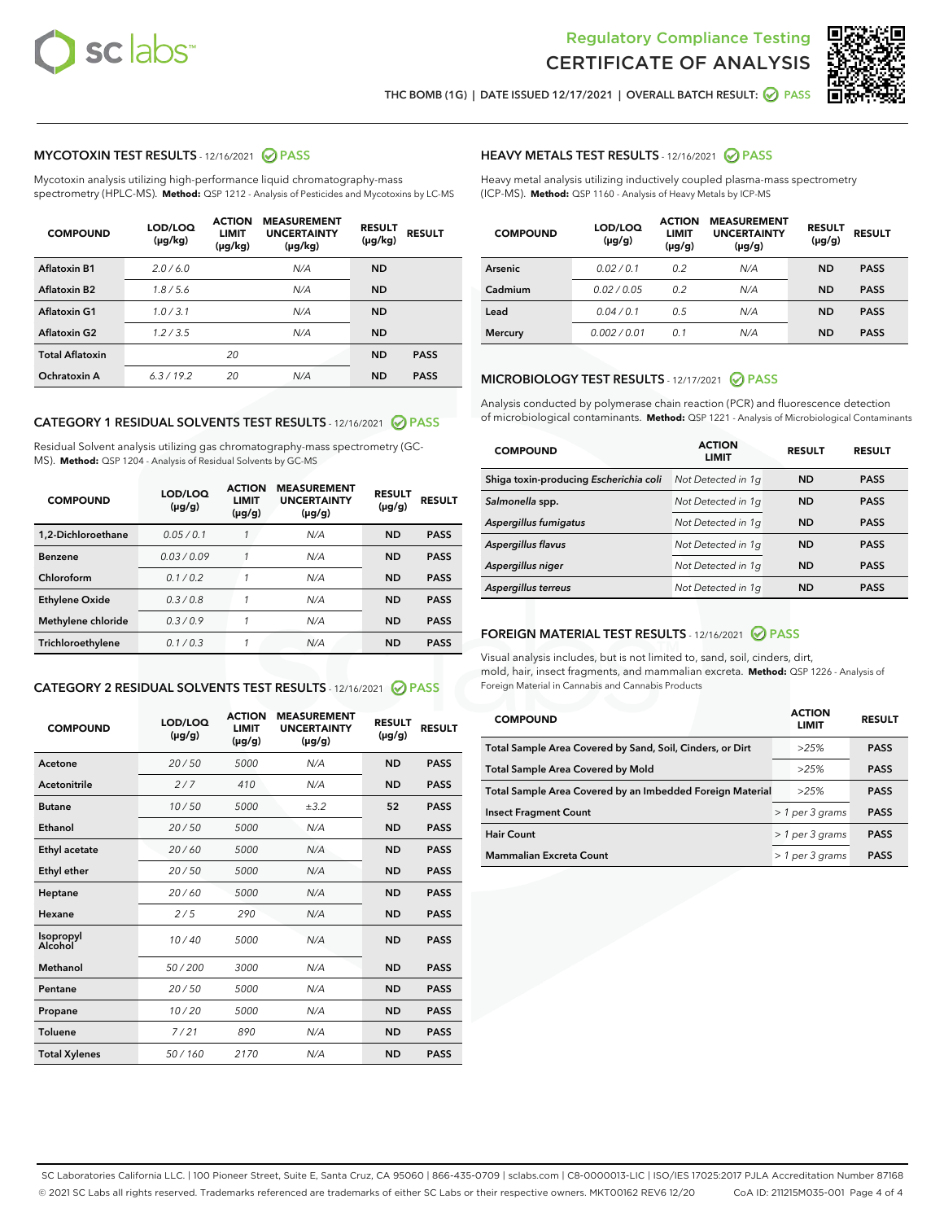Regulatory Compliance Testing
CERTIFICATE OF ANALYSIS

THC BOMB (1G) | DATE ISSUED 12/17/2021 | OVERALL BATCH RESULT: PASS

## MYCOTOXIN TEST RESULTS - 12/16/2021 PASS

Mycotoxin analysis utilizing high-performance liquid chromatography-mass spectrometry (HPLC-MS). **Method:** QSP 1212 - Analysis of Pesticides and Mycotoxins by LC-MS

| COMPOUND | LOD/LOQ (μg/kg) | ACTION LIMIT (μg/kg) | MEASUREMENT UNCERTAINTY (μg/kg) | RESULT (μg/kg) | RESULT |
|---|---|---|---|---|---|
| Aflatoxin B1 | 2.0 / 6.0 | | N/A | ND | |
| Aflatoxin B2 | 1.8 / 5.6 | | N/A | ND | |
| Aflatoxin G1 | 1.0 / 3.1 | | N/A | ND | |
| Aflatoxin G2 | 1.2 / 3.5 | | N/A | ND | |
| Total Aflatoxin | | 20 | | ND | PASS |
| Ochratoxin A | 6.3 / 19.2 | 20 | N/A | ND | PASS |

## CATEGORY 1 RESIDUAL SOLVENTS TEST RESULTS - 12/16/2021 PASS

Residual Solvent analysis utilizing gas chromatography-mass spectrometry (GC-MS). **Method:** QSP 1204 - Analysis of Residual Solvents by GC-MS

| COMPOUND | LOD/LOQ (μg/g) | ACTION LIMIT (μg/g) | MEASUREMENT UNCERTAINTY (μg/g) | RESULT (μg/g) | RESULT |
|---|---|---|---|---|---|
| 1,2-Dichloroethane | 0.05 / 0.1 | 1 | N/A | ND | PASS |
| Benzene | 0.03 / 0.09 | 1 | N/A | ND | PASS |
| Chloroform | 0.1 / 0.2 | 1 | N/A | ND | PASS |
| Ethylene Oxide | 0.3 / 0.8 | 1 | N/A | ND | PASS |
| Methylene chloride | 0.3 / 0.9 | 1 | N/A | ND | PASS |
| Trichloroethylene | 0.1 / 0.3 | 1 | N/A | ND | PASS |

## CATEGORY 2 RESIDUAL SOLVENTS TEST RESULTS - 12/16/2021 PASS

| COMPOUND | LOD/LOQ (μg/g) | ACTION LIMIT (μg/g) | MEASUREMENT UNCERTAINTY (μg/g) | RESULT (μg/g) | RESULT |
|---|---|---|---|---|---|
| Acetone | 20 / 50 | 5000 | N/A | ND | PASS |
| Acetonitrile | 2 / 7 | 410 | N/A | ND | PASS |
| Butane | 10 / 50 | 5000 | ±3.2 | 52 | PASS |
| Ethanol | 20 / 50 | 5000 | N/A | ND | PASS |
| Ethyl acetate | 20 / 60 | 5000 | N/A | ND | PASS |
| Ethyl ether | 20 / 50 | 5000 | N/A | ND | PASS |
| Heptane | 20 / 60 | 5000 | N/A | ND | PASS |
| Hexane | 2 / 5 | 290 | N/A | ND | PASS |
| Isopropyl Alcohol | 10 / 40 | 5000 | N/A | ND | PASS |
| Methanol | 50 / 200 | 3000 | N/A | ND | PASS |
| Pentane | 20 / 50 | 5000 | N/A | ND | PASS |
| Propane | 10 / 20 | 5000 | N/A | ND | PASS |
| Toluene | 7 / 21 | 890 | N/A | ND | PASS |
| Total Xylenes | 50 / 160 | 2170 | N/A | ND | PASS |

## HEAVY METALS TEST RESULTS - 12/16/2021 PASS

Heavy metal analysis utilizing inductively coupled plasma-mass spectrometry (ICP-MS). **Method:** QSP 1160 - Analysis of Heavy Metals by ICP-MS

| COMPOUND | LOD/LOQ (μg/g) | ACTION LIMIT (μg/g) | MEASUREMENT UNCERTAINTY (μg/g) | RESULT (μg/g) | RESULT |
|---|---|---|---|---|---|
| Arsenic | 0.02 / 0.1 | 0.2 | N/A | ND | PASS |
| Cadmium | 0.02 / 0.05 | 0.2 | N/A | ND | PASS |
| Lead | 0.04 / 0.1 | 0.5 | N/A | ND | PASS |
| Mercury | 0.002 / 0.01 | 0.1 | N/A | ND | PASS |

## MICROBIOLOGY TEST RESULTS - 12/17/2021 PASS

Analysis conducted by polymerase chain reaction (PCR) and fluorescence detection of microbiological contaminants. **Method:** QSP 1221 - Analysis of Microbiological Contaminants

| COMPOUND | ACTION LIMIT | RESULT | RESULT |
|---|---|---|---|
| Shiga toxin-producing *Escherichia coli* | Not Detected in 1g | ND | PASS |
| *Salmonella* spp. | Not Detected in 1g | ND | PASS |
| *Aspergillus fumigatus* | Not Detected in 1g | ND | PASS |
| *Aspergillus flavus* | Not Detected in 1g | ND | PASS |
| *Aspergillus niger* | Not Detected in 1g | ND | PASS |
| *Aspergillus terreus* | Not Detected in 1g | ND | PASS |

## FOREIGN MATERIAL TEST RESULTS - 12/16/2021 PASS

Visual analysis includes, but is not limited to, sand, soil, cinders, dirt, mold, hair, insect fragments, and mammalian excreta. **Method:** QSP 1226 - Analysis of Foreign Material in Cannabis and Cannabis Products

| COMPOUND | ACTION LIMIT | RESULT |
|---|---|---|
| Total Sample Area Covered by Sand, Soil, Cinders, or Dirt | >25% | PASS |
| Total Sample Area Covered by Mold | >25% | PASS |
| Total Sample Area Covered by an Imbedded Foreign Material | >25% | PASS |
| Insect Fragment Count | > 1 per 3 grams | PASS |
| Hair Count | > 1 per 3 grams | PASS |
| Mammalian Excreta Count | > 1 per 3 grams | PASS |

SC Laboratories California LLC. | 100 Pioneer Street, Suite E, Santa Cruz, CA 95060 | 866-435-0709 | sclabs.com | C8-0000013-LIC | ISO/IES 17025:2017 PJLA Accreditation Number 87168
© 2021 SC Labs all rights reserved. Trademarks referenced are trademarks of either SC Labs or their respective owners. MKT00162 REV6 12/20 CoA ID: 211215M035-001